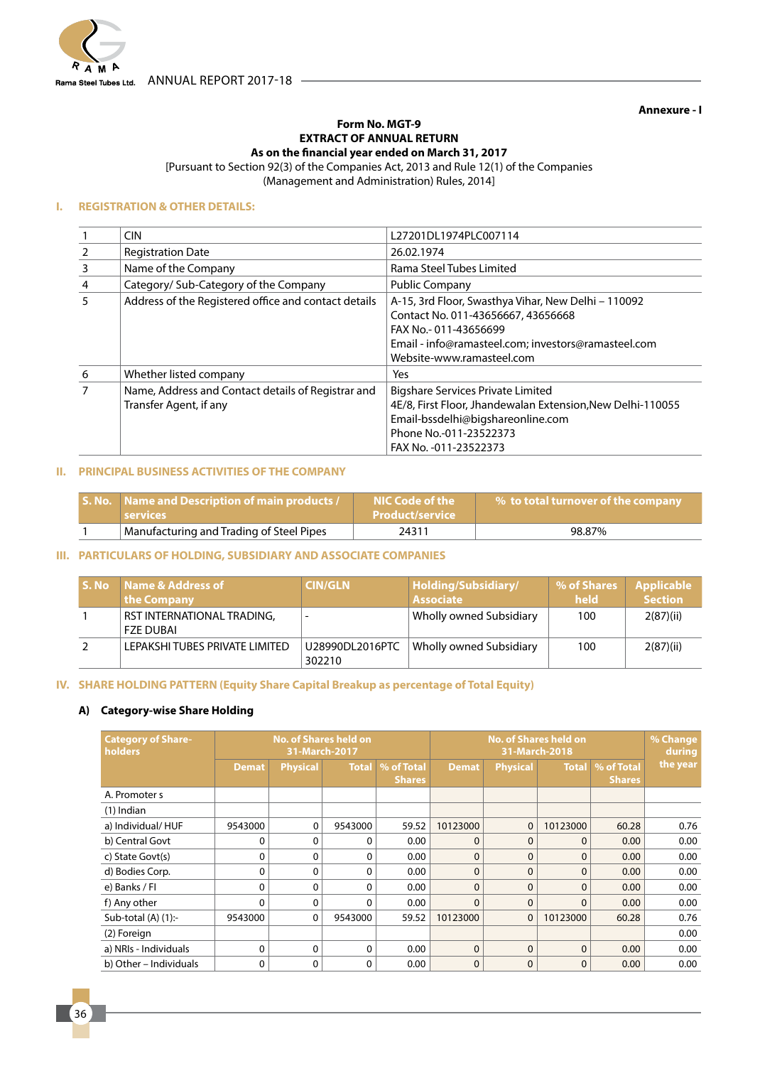Annexure - I

**Form No. MGT-9**
**EXTRACT OF ANNUAL RETURN**
**As on the financial year ended on March 31, 2017**
[Pursuant to Section 92(3) of the Companies Act, 2013 and Rule 12(1) of the Companies (Management and Administration) Rules, 2014]

## I. REGISTRATION & OTHER DETAILS:

| | | |
|---|---|---|
| 1 | CIN | L27201DL1974PLC007114 |
| 2 | Registration Date | 26.02.1974 |
| 3 | Name of the Company | Rama Steel Tubes Limited |
| 4 | Category/ Sub-Category of the Company | Public Company |
| 5 | Address of the Registered office and contact details | A-15, 3rd Floor, Swasthya Vihar, New Delhi – 110092<br>Contact No. 011-43656667, 43656668<br>FAX No.- 011-43656699<br>Email - info@ramasteel.com; investors@ramasteel.com<br>Website-www.ramasteel.com |
| 6 | Whether listed company | Yes |
| 7 | Name, Address and Contact details of Registrar and Transfer Agent, if any | Bigshare Services Private Limited<br>4E/8, First Floor, Jhandewalan Extension,New Delhi-110055<br>Email-bssdelhi@bigshareonline.com<br>Phone No.-011-23522373<br>FAX No. -011-23522373 |

## II. PRINCIPAL BUSINESS ACTIVITIES OF THE COMPANY

| S. No. | Name and Description of main products / services | NIC Code of the Product/service | % to total turnover of the company |
|---|---|---|---|
| 1 | Manufacturing and Trading of Steel Pipes | 24311 | 98.87% |

## III. PARTICULARS OF HOLDING, SUBSIDIARY AND ASSOCIATE COMPANIES

| S. No | Name & Address of the Company | CIN/GLN | Holding/Subsidiary/ Associate | % of Shares held | Applicable Section |
|---|---|---|---|---|---|
| 1 | RST INTERNATIONAL TRADING, FZE DUBAI | - | Wholly owned Subsidiary | 100 | 2(87)(ii) |
| 2 | LEPAKSHI TUBES PRIVATE LIMITED | U28990DL2016PTC 302210 | Wholly owned Subsidiary | 100 | 2(87)(ii) |

## IV. SHARE HOLDING PATTERN (Equity Share Capital Breakup as percentage of Total Equity)

### A) Category-wise Share Holding

| Category of Share-holders | No. of Shares held on 31-March-2017 | | | | No. of Shares held on 31-March-2018 | | | | % Change during the year |
|---|---|---|---|---|---|---|---|---|---|
| | Demat | Physical | Total | % of Total Shares | Demat | Physical | Total | % of Total Shares | |
| A. Promoter s | | | | | | | | | |
| (1) Indian | | | | | | | | | |
| a) Individual/ HUF | 9543000 | 0 | 9543000 | 59.52 | 10123000 | 0 | 10123000 | 60.28 | 0.76 |
| b) Central Govt | 0 | 0 | 0 | 0.00 | 0 | 0 | 0 | 0.00 | 0.00 |
| c) State Govt(s) | 0 | 0 | 0 | 0.00 | 0 | 0 | 0 | 0.00 | 0.00 |
| d) Bodies Corp. | 0 | 0 | 0 | 0.00 | 0 | 0 | 0 | 0.00 | 0.00 |
| e) Banks / FI | 0 | 0 | 0 | 0.00 | 0 | 0 | 0 | 0.00 | 0.00 |
| f) Any other | 0 | 0 | 0 | 0.00 | 0 | 0 | 0 | 0.00 | 0.00 |
| Sub-total (A) (1):- | 9543000 | 0 | 9543000 | 59.52 | 10123000 | 0 | 10123000 | 60.28 | 0.76 |
| (2) Foreign | | | | | | | | | 0.00 |
| a) NRIs - Individuals | 0 | 0 | 0 | 0.00 | 0 | 0 | 0 | 0.00 | 0.00 |
| b) Other – Individuals | 0 | 0 | 0 | 0.00 | 0 | 0 | 0 | 0.00 | 0.00 |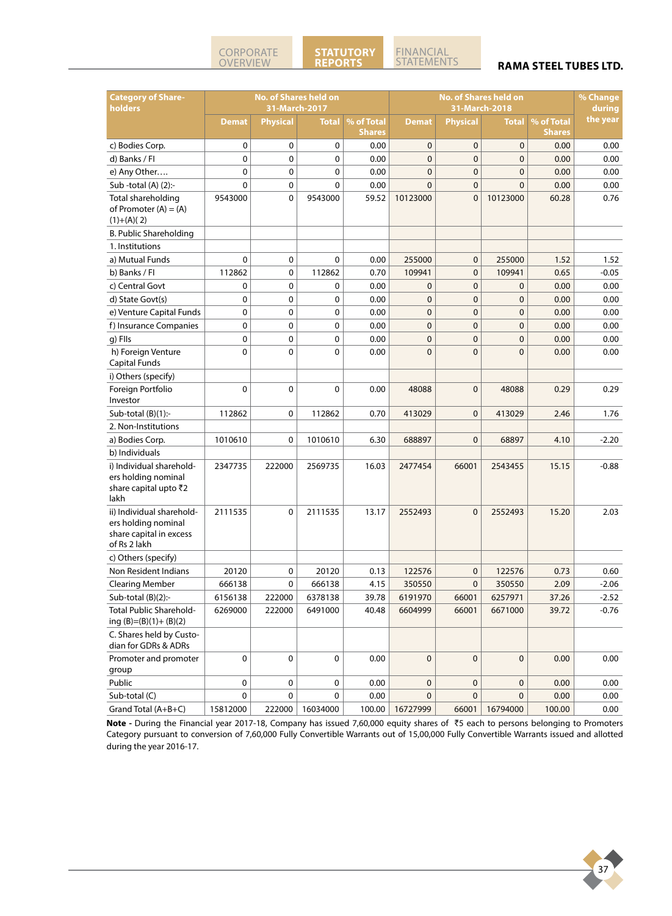| Category of Share-holders | No. of Shares held on 31-March-2017 | | | | No. of Shares held on 31-March-2018 | | | | % Change during the year |
|---|---|---|---|---|---|---|---|---|---|
| | Demat | Physical | Total | % of Total Shares | Demat | Physical | Total | % of Total Shares | |
| c) Bodies Corp. | 0 | 0 | 0 | 0.00 | 0 | 0 | 0 | 0.00 | 0.00 |
| d) Banks / FI | 0 | 0 | 0 | 0.00 | 0 | 0 | 0 | 0.00 | 0.00 |
| e) Any Other…. | 0 | 0 | 0 | 0.00 | 0 | 0 | 0 | 0.00 | 0.00 |
| Sub -total (A) (2):- | 0 | 0 | 0 | 0.00 | 0 | 0 | 0 | 0.00 | 0.00 |
| Total shareholding of Promoter (A) = (A)(1)+(A)( 2) | 9543000 | 0 | 9543000 | 59.52 | 10123000 | 0 | 10123000 | 60.28 | 0.76 |
| B. Public Shareholding | | | | | | | | | |
| 1. Institutions | | | | | | | | | |
| a) Mutual Funds | 0 | 0 | 0 | 0.00 | 255000 | 0 | 255000 | 1.52 | 1.52 |
| b) Banks / FI | 112862 | 0 | 112862 | 0.70 | 109941 | 0 | 109941 | 0.65 | -0.05 |
| c) Central Govt | 0 | 0 | 0 | 0.00 | 0 | 0 | 0 | 0.00 | 0.00 |
| d) State Govt(s) | 0 | 0 | 0 | 0.00 | 0 | 0 | 0 | 0.00 | 0.00 |
| e) Venture Capital Funds | 0 | 0 | 0 | 0.00 | 0 | 0 | 0 | 0.00 | 0.00 |
| f) Insurance Companies | 0 | 0 | 0 | 0.00 | 0 | 0 | 0 | 0.00 | 0.00 |
| g) FIIs | 0 | 0 | 0 | 0.00 | 0 | 0 | 0 | 0.00 | 0.00 |
| h) Foreign Venture Capital Funds | 0 | 0 | 0 | 0.00 | 0 | 0 | 0 | 0.00 | 0.00 |
| i) Others (specify) | | | | | | | | | |
| Foreign Portfolio Investor | 0 | 0 | 0 | 0.00 | 48088 | 0 | 48088 | 0.29 | 0.29 |
| Sub-total (B)(1):- | 112862 | 0 | 112862 | 0.70 | 413029 | 0 | 413029 | 2.46 | 1.76 |
| 2. Non-Institutions | | | | | | | | | |
| a) Bodies Corp. | 1010610 | 0 | 1010610 | 6.30 | 688897 | 0 | 68897 | 4.10 | -2.20 |
| b) Individuals | | | | | | | | | |
| i) Individual shareholders holding nominal share capital upto ₹2 lakh | 2347735 | 222000 | 2569735 | 16.03 | 2477454 | 66001 | 2543455 | 15.15 | -0.88 |
| ii) Individual shareholders holding nominal share capital in excess of Rs 2 lakh | 2111535 | 0 | 2111535 | 13.17 | 2552493 | 0 | 2552493 | 15.20 | 2.03 |
| c) Others (specify) | | | | | | | | | |
| Non Resident Indians | 20120 | 0 | 20120 | 0.13 | 122576 | 0 | 122576 | 0.73 | 0.60 |
| Clearing Member | 666138 | 0 | 666138 | 4.15 | 350550 | 0 | 350550 | 2.09 | -2.06 |
| Sub-total (B)(2):- | 6156138 | 222000 | 6378138 | 39.78 | 6191970 | 66001 | 6257971 | 37.26 | -2.52 |
| Total Public Shareholding (B)=(B)(1)+ (B)(2) | 6269000 | 222000 | 6491000 | 40.48 | 6604999 | 66001 | 6671000 | 39.72 | -0.76 |
| C. Shares held by Custodian for GDRs & ADRs | | | | | | | | | |
| Promoter and promoter group | 0 | 0 | 0 | 0.00 | 0 | 0 | 0 | 0.00 | 0.00 |
| Public | 0 | 0 | 0 | 0.00 | 0 | 0 | 0 | 0.00 | 0.00 |
| Sub-total (C) | 0 | 0 | 0 | 0.00 | 0 | 0 | 0 | 0.00 | 0.00 |
| Grand Total (A+B+C) | 15812000 | 222000 | 16034000 | 100.00 | 16727999 | 66001 | 16794000 | 100.00 | 0.00 |

**Note -** During the Financial year 2017-18, Company has issued 7,60,000 equity shares of ₹5 each to persons belonging to Promoters Category pursuant to conversion of 7,60,000 Fully Convertible Warrants out of 15,00,000 Fully Convertible Warrants issued and allotted during the year 2016-17.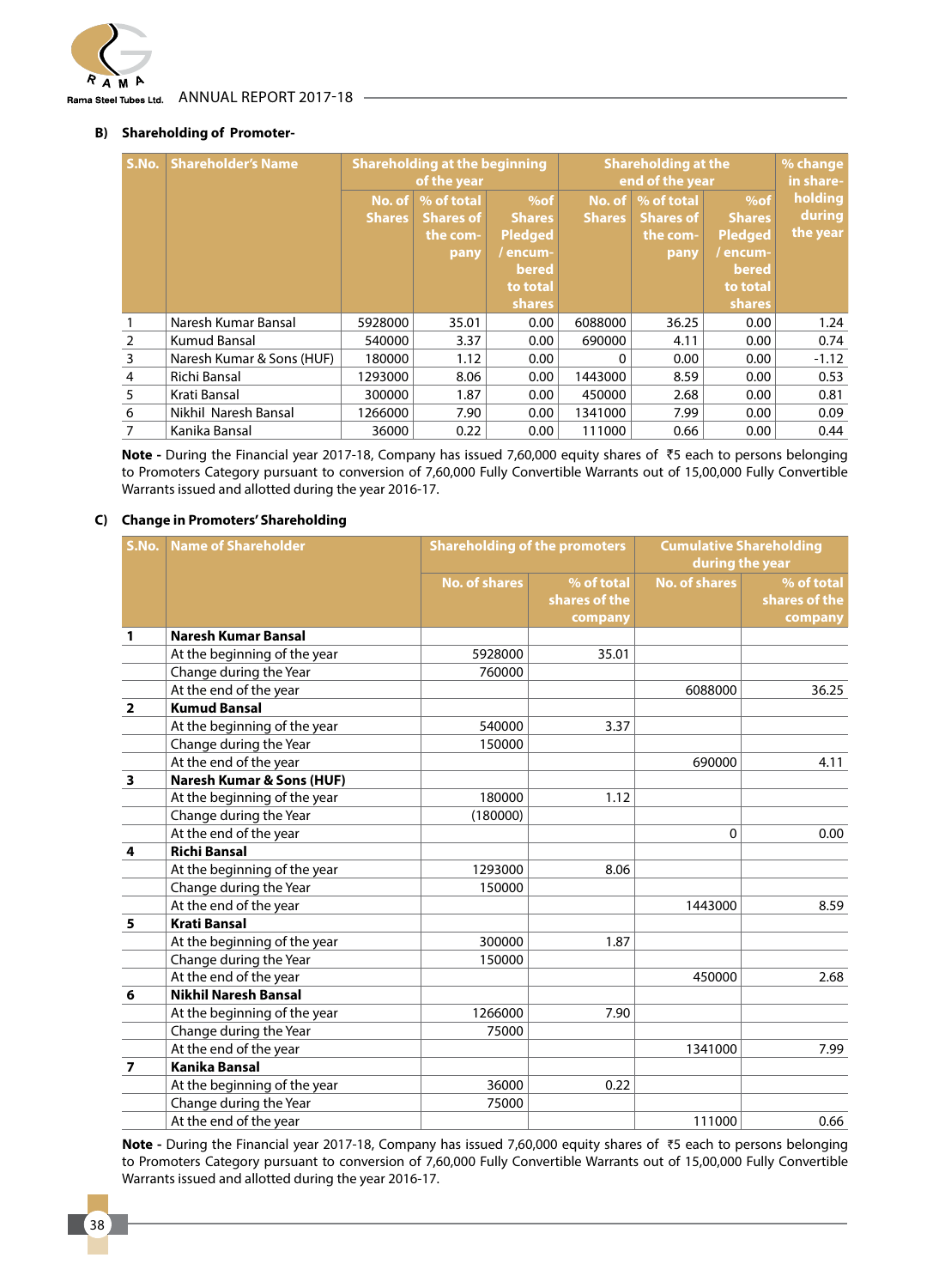**B) Shareholding of Promoter-**

| S.No. | Shareholder's Name | Shareholding at the beginning of the year | | | Shareholding at the end of the year | | | % change in share-holding during the year |
|---|---|---|---|---|---|---|---|---|
| | | No. of Shares | % of total Shares of the company | %of Shares Pledged / encumbered to total shares | No. of Shares | % of total Shares of the company | %of Shares Pledged / encumbered to total shares | |
| 1 | Naresh Kumar Bansal | 5928000 | 35.01 | 0.00 | 6088000 | 36.25 | 0.00 | 1.24 |
| 2 | Kumud Bansal | 540000 | 3.37 | 0.00 | 690000 | 4.11 | 0.00 | 0.74 |
| 3 | Naresh Kumar & Sons (HUF) | 180000 | 1.12 | 0.00 | 0 | 0.00 | 0.00 | -1.12 |
| 4 | Richi Bansal | 1293000 | 8.06 | 0.00 | 1443000 | 8.59 | 0.00 | 0.53 |
| 5 | Krati Bansal | 300000 | 1.87 | 0.00 | 450000 | 2.68 | 0.00 | 0.81 |
| 6 | Nikhil Naresh Bansal | 1266000 | 7.90 | 0.00 | 1341000 | 7.99 | 0.00 | 0.09 |
| 7 | Kanika Bansal | 36000 | 0.22 | 0.00 | 111000 | 0.66 | 0.00 | 0.44 |

**Note -** During the Financial year 2017-18, Company has issued 7,60,000 equity shares of ₹5 each to persons belonging to Promoters Category pursuant to conversion of 7,60,000 Fully Convertible Warrants out of 15,00,000 Fully Convertible Warrants issued and allotted during the year 2016-17.

**C) Change in Promoters' Shareholding**

| S.No. | Name of Shareholder | Shareholding of the promoters | | Cumulative Shareholding during the year | |
|---|---|---|---|---|---|
| | | No. of shares | % of total shares of the company | No. of shares | % of total shares of the company |
| **1** | **Naresh Kumar Bansal** | | | | |
| | At the beginning of the year | 5928000 | 35.01 | | |
| | Change during the Year | 760000 | | | |
| | At the end of the year | | | 6088000 | 36.25 |
| **2** | **Kumud Bansal** | | | | |
| | At the beginning of the year | 540000 | 3.37 | | |
| | Change during the Year | 150000 | | | |
| | At the end of the year | | | 690000 | 4.11 |
| **3** | **Naresh Kumar & Sons (HUF)** | | | | |
| | At the beginning of the year | 180000 | 1.12 | | |
| | Change during the Year | (180000) | | | |
| | At the end of the year | | | 0 | 0.00 |
| **4** | **Richi Bansal** | | | | |
| | At the beginning of the year | 1293000 | 8.06 | | |
| | Change during the Year | 150000 | | | |
| | At the end of the year | | | 1443000 | 8.59 |
| **5** | **Krati Bansal** | | | | |
| | At the beginning of the year | 300000 | 1.87 | | |
| | Change during the Year | 150000 | | | |
| | At the end of the year | | | 450000 | 2.68 |
| **6** | **Nikhil Naresh Bansal** | | | | |
| | At the beginning of the year | 1266000 | 7.90 | | |
| | Change during the Year | 75000 | | | |
| | At the end of the year | | | 1341000 | 7.99 |
| **7** | **Kanika Bansal** | | | | |
| | At the beginning of the year | 36000 | 0.22 | | |
| | Change during the Year | 75000 | | | |
| | At the end of the year | | | 111000 | 0.66 |

**Note -** During the Financial year 2017-18, Company has issued 7,60,000 equity shares of ₹5 each to persons belonging to Promoters Category pursuant to conversion of 7,60,000 Fully Convertible Warrants out of 15,00,000 Fully Convertible Warrants issued and allotted during the year 2016-17.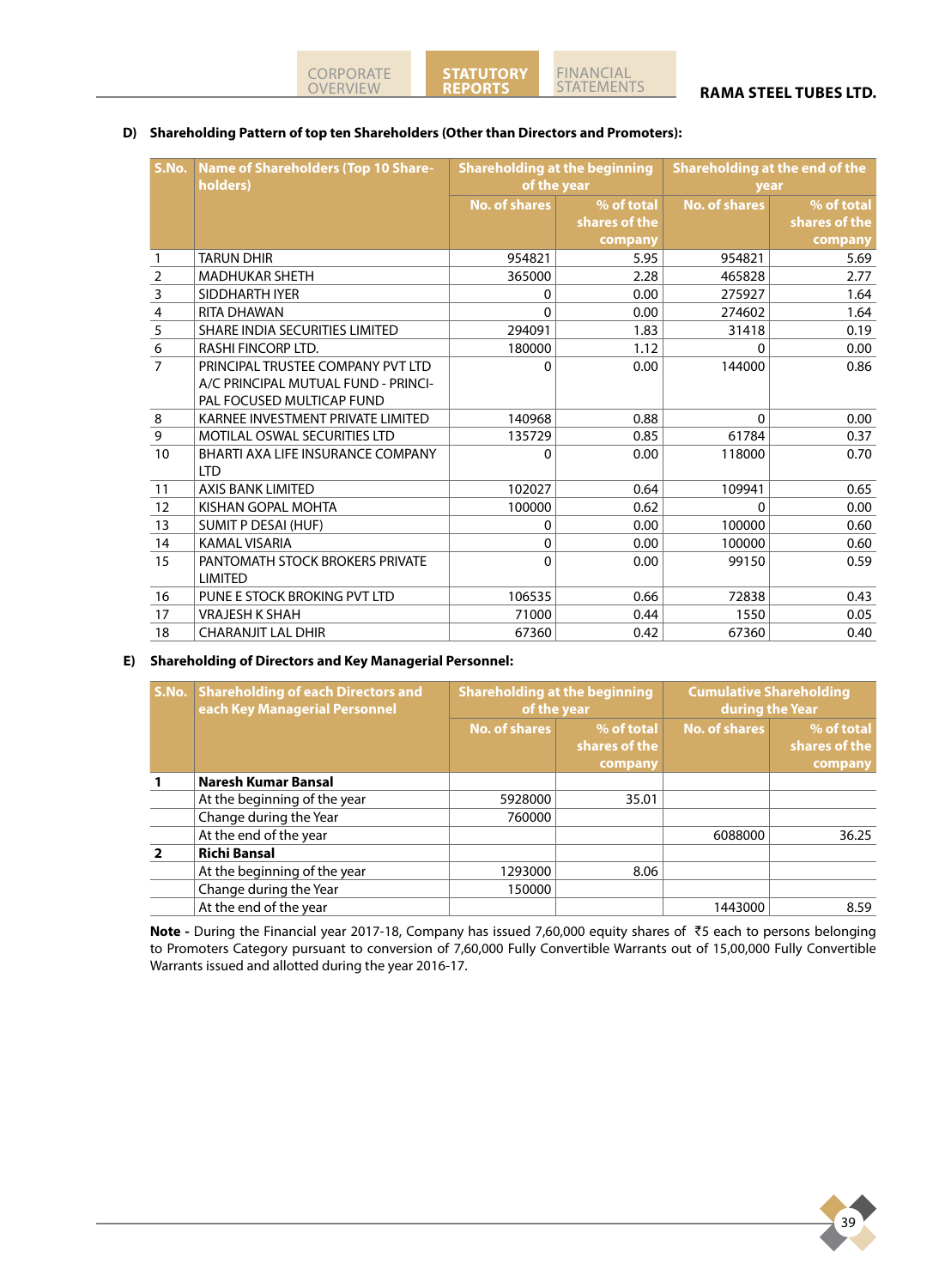**D) Shareholding Pattern of top ten Shareholders (Other than Directors and Promoters):**

| S.No. | Name of Shareholders (Top 10 Shareholders) | Shareholding at the beginning of the year | | Shareholding at the end of the year | |
|---|---|---|---|---|---|
| | | No. of shares | % of total shares of the company | No. of shares | % of total shares of the company |
| 1 | TARUN DHIR | 954821 | 5.95 | 954821 | 5.69 |
| 2 | MADHUKAR SHETH | 365000 | 2.28 | 465828 | 2.77 |
| 3 | SIDDHARTH IYER | 0 | 0.00 | 275927 | 1.64 |
| 4 | RITA DHAWAN | 0 | 0.00 | 274602 | 1.64 |
| 5 | SHARE INDIA SECURITIES LIMITED | 294091 | 1.83 | 31418 | 0.19 |
| 6 | RASHI FINCORP LTD. | 180000 | 1.12 | 0 | 0.00 |
| 7 | PRINCIPAL TRUSTEE COMPANY PVT LTD A/C PRINCIPAL MUTUAL FUND - PRINCIPAL FOCUSED MULTICAP FUND | 0 | 0.00 | 144000 | 0.86 |
| 8 | KARNEE INVESTMENT PRIVATE LIMITED | 140968 | 0.88 | 0 | 0.00 |
| 9 | MOTILAL OSWAL SECURITIES LTD | 135729 | 0.85 | 61784 | 0.37 |
| 10 | BHARTI AXA LIFE INSURANCE COMPANY LTD | 0 | 0.00 | 118000 | 0.70 |
| 11 | AXIS BANK LIMITED | 102027 | 0.64 | 109941 | 0.65 |
| 12 | KISHAN GOPAL MOHTA | 100000 | 0.62 | 0 | 0.00 |
| 13 | SUMIT P DESAI (HUF) | 0 | 0.00 | 100000 | 0.60 |
| 14 | KAMAL VISARIA | 0 | 0.00 | 100000 | 0.60 |
| 15 | PANTOMATH STOCK BROKERS PRIVATE LIMITED | 0 | 0.00 | 99150 | 0.59 |
| 16 | PUNE E STOCK BROKING PVT LTD | 106535 | 0.66 | 72838 | 0.43 |
| 17 | VRAJESH K SHAH | 71000 | 0.44 | 1550 | 0.05 |
| 18 | CHARANJIT LAL DHIR | 67360 | 0.42 | 67360 | 0.40 |

**E) Shareholding of Directors and Key Managerial Personnel:**

| S.No. | Shareholding of each Directors and each Key Managerial Personnel | Shareholding at the beginning of the year | | Cumulative Shareholding during the Year | |
|---|---|---|---|---|---|
| | | No. of shares | % of total shares of the company | No. of shares | % of total shares of the company |
| **1** | **Naresh Kumar Bansal** | | | | |
| | At the beginning of the year | 5928000 | 35.01 | | |
| | Change during the Year | 760000 | | | |
| | At the end of the year | | | 6088000 | 36.25 |
| **2** | **Richi Bansal** | | | | |
| | At the beginning of the year | 1293000 | 8.06 | | |
| | Change during the Year | 150000 | | | |
| | At the end of the year | | | 1443000 | 8.59 |

**Note -** During the Financial year 2017-18, Company has issued 7,60,000 equity shares of ₹5 each to persons belonging to Promoters Category pursuant to conversion of 7,60,000 Fully Convertible Warrants out of 15,00,000 Fully Convertible Warrants issued and allotted during the year 2016-17.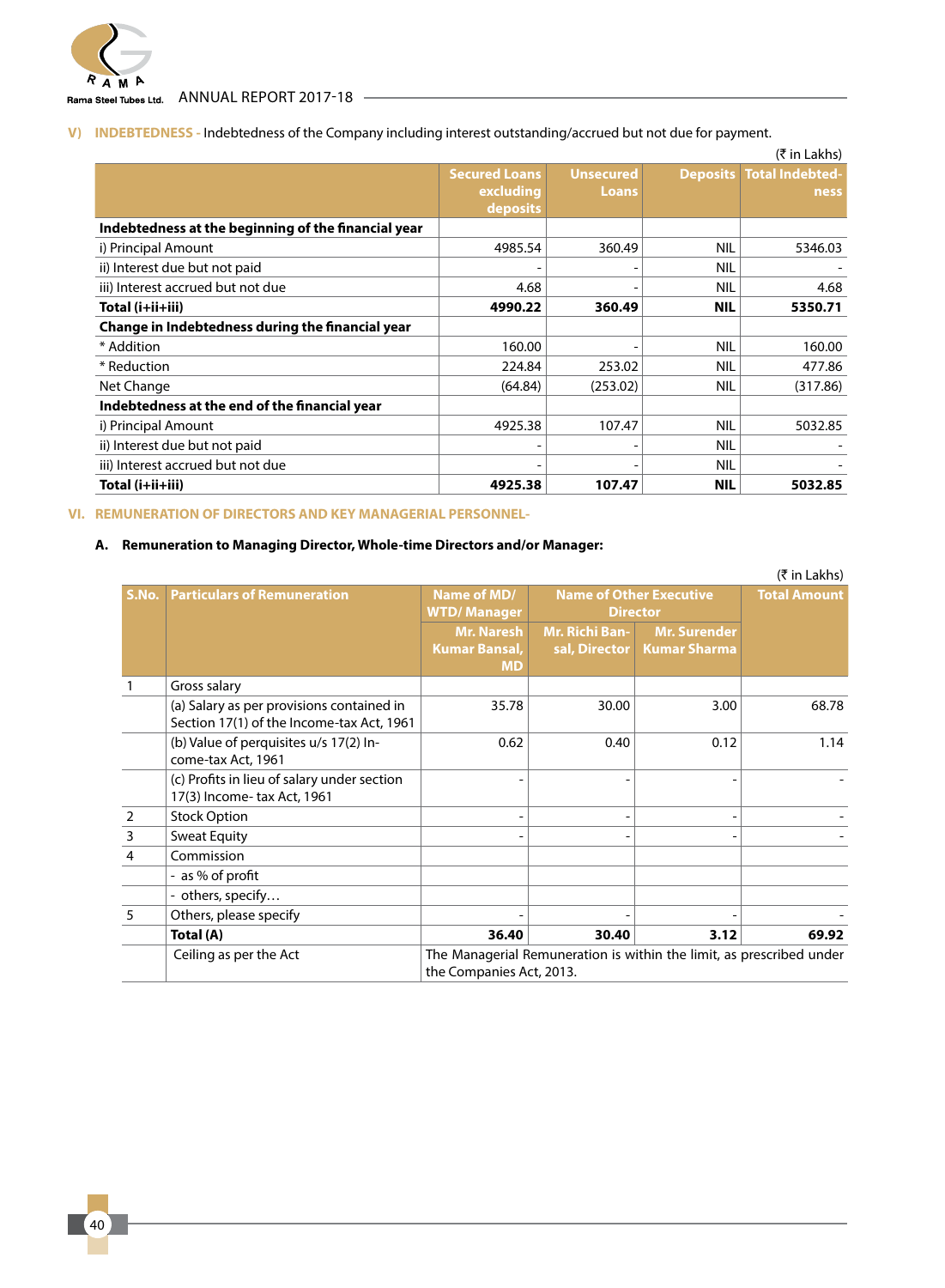**V) INDEBTEDNESS -** Indebtedness of the Company including interest outstanding/accrued but not due for payment.

(₹ in Lakhs)

| | Secured Loans excluding deposits | Unsecured Loans | Deposits | Total Indebtedness |
|---|---|---|---|---|
| **Indebtedness at the beginning of the financial year** | | | | |
| i) Principal Amount | 4985.54 | 360.49 | NIL | 5346.03 |
| ii) Interest due but not paid | - | - | NIL | - |
| iii) Interest accrued but not due | 4.68 | - | NIL | 4.68 |
| **Total (i+ii+iii)** | **4990.22** | **360.49** | **NIL** | **5350.71** |
| **Change in Indebtedness during the financial year** | | | | |
| * Addition | 160.00 | - | NIL | 160.00 |
| * Reduction | 224.84 | 253.02 | NIL | 477.86 |
| Net Change | (64.84) | (253.02) | NIL | (317.86) |
| **Indebtedness at the end of the financial year** | | | | |
| i) Principal Amount | 4925.38 | 107.47 | NIL | 5032.85 |
| ii) Interest due but not paid | - | - | NIL | - |
| iii) Interest accrued but not due | - | - | NIL | - |
| **Total (i+ii+iii)** | **4925.38** | **107.47** | **NIL** | **5032.85** |

**VI. REMUNERATION OF DIRECTORS AND KEY MANAGERIAL PERSONNEL-**

**A. Remuneration to Managing Director, Whole-time Directors and/or Manager:**

(₹ in Lakhs)

| S.No. | Particulars of Remuneration | Name of MD/ WTD/ Manager | Name of Other Executive Director | | Total Amount |
|---|---|---|---|---|---|
| | | Mr. Naresh Kumar Bansal, MD | Mr. Richi Bansal, Director | Mr. Surender Kumar Sharma | |
| 1 | Gross salary | | | | |
| | (a) Salary as per provisions contained in Section 17(1) of the Income-tax Act, 1961 | 35.78 | 30.00 | 3.00 | 68.78 |
| | (b) Value of perquisites u/s 17(2) Income-tax Act, 1961 | 0.62 | 0.40 | 0.12 | 1.14 |
| | (c) Profits in lieu of salary under section 17(3) Income- tax Act, 1961 | - | - | - | - |
| 2 | Stock Option | - | - | - | - |
| 3 | Sweat Equity | - | - | - | - |
| 4 | Commission | | | | |
| | - as % of profit | | | | |
| | - others, specify… | | | | |
| 5 | Others, please specify | - | - | - | - |
| | **Total (A)** | **36.40** | **30.40** | **3.12** | **69.92** |
| | Ceiling as per the Act | The Managerial Remuneration is within the limit, as prescribed under the Companies Act, 2013. | | | |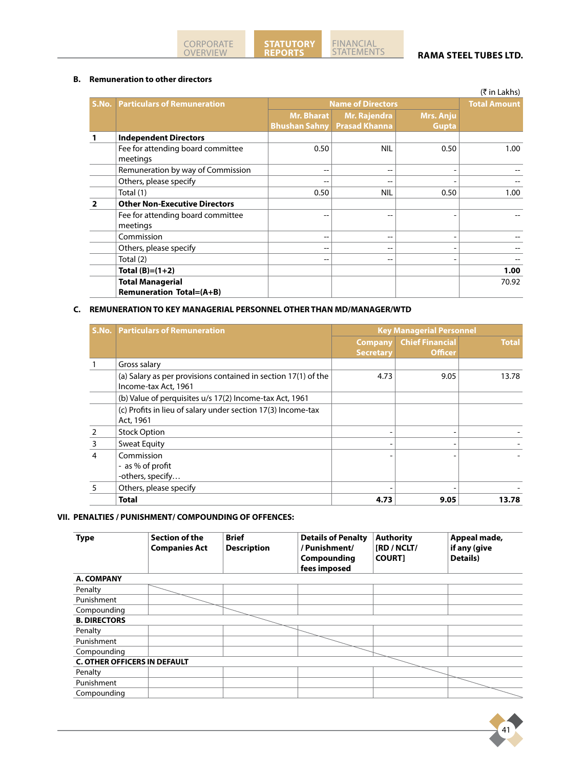### B. Remuneration to other directors

(₹ in Lakhs)

| S.No. | Particulars of Remuneration | Name of Directors | | | Total Amount |
|---|---|---|---|---|---|
| | | Mr. Bharat Bhushan Sahny | Mr. Rajendra Prasad Khanna | Mrs. Anju Gupta | |
| 1 | **Independent Directors** | | | | |
| | Fee for attending board committee meetings | 0.50 | NIL | 0.50 | 1.00 |
| | Remuneration by way of Commission | -- | -- | - | -- |
| | Others, please specify | -- | -- | - | -- |
| | Total (1) | 0.50 | NIL | 0.50 | 1.00 |
| 2 | **Other Non-Executive Directors** | | | | |
| | Fee for attending board committee meetings | -- | -- | - | -- |
| | Commission | -- | -- | - | -- |
| | Others, please specify | -- | -- | - | -- |
| | Total (2) | -- | -- | - | -- |
| | **Total (B)=(1+2)** | | | | **1.00** |
| | **Total Managerial Remuneration Total=(A+B)** | | | | 70.92 |

### C. REMUNERATION TO KEY MANAGERIAL PERSONNEL OTHER THAN MD/MANAGER/WTD

| S.No. | Particulars of Remuneration | Key Managerial Personnel | | |
|---|---|---|---|---|
| | | Company Secretary | Chief Financial Officer | Total |
| 1 | Gross salary | | | |
| | (a) Salary as per provisions contained in section 17(1) of the Income-tax Act, 1961 | 4.73 | 9.05 | 13.78 |
| | (b) Value of perquisites u/s 17(2) Income-tax Act, 1961 | | | |
| | (c) Profits in lieu of salary under section 17(3) Income-tax Act, 1961 | | | |
| 2 | Stock Option | - | - | - |
| 3 | Sweat Equity | - | - | - |
| 4 | Commission<br>- as % of profit<br>-others, specify… | - | - | - |
| 5 | Others, please specify | - | - | - |
| | **Total** | **4.73** | **9.05** | **13.78** |

## VII. PENALTIES / PUNISHMENT/ COMPOUNDING OF OFFENCES:

| Type | Section of the Companies Act | Brief Description | Details of Penalty / Punishment/ Compounding fees imposed | Authority [RD / NCLT/ COURT] | Appeal made, if any (give Details) |
|---|---|---|---|---|---|
| **A. COMPANY** | | | | | |
| Penalty | | | | | |
| Punishment | | | | | |
| Compounding | | | | | |
| **B. DIRECTORS** | | | | | |
| Penalty | | | | | |
| Punishment | | | | | |
| Compounding | | | | | |
| **C. OTHER OFFICERS IN DEFAULT** | | | | | |
| Penalty | | | | | |
| Punishment | | | | | |
| Compounding | | | | | |